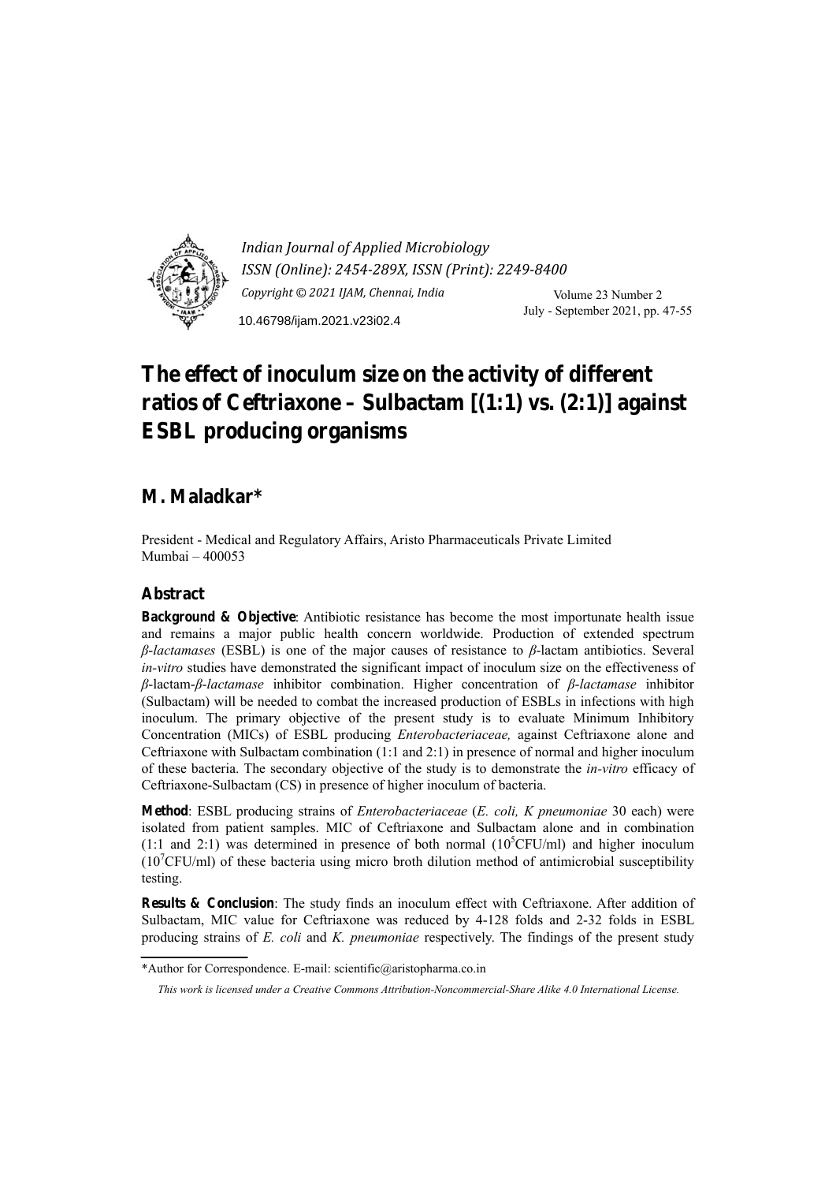*Indian Journal of Applied Microbiology*
*ISSN (Online): 2454-289X, ISSN (Print): 2249-8400*
*Copyright © 2021 IJAM, Chennai, India*

10.46798/ijam.2021.v23i02.4

# The effect of inoculum size on the activity of different ratios of Ceftriaxone – Sulbactam [(1:1) vs. (2:1)] against ESBL producing organisms

## M. Maladkar*

President - Medical and Regulatory Affairs, Aristo Pharmaceuticals Private Limited
Mumbai – 400053

### Abstract

**Background & Objective**: Antibiotic resistance has become the most importunate health issue and remains a major public health concern worldwide. Production of extended spectrum *β-lactamases* (ESBL) is one of the major causes of resistance to *β*-lactam antibiotics. Several *in-vitro* studies have demonstrated the significant impact of inoculum size on the effectiveness of *β*-lactam-*β-lactamase* inhibitor combination. Higher concentration of *β-lactamase* inhibitor (Sulbactam) will be needed to combat the increased production of ESBLs in infections with high inoculum. The primary objective of the present study is to evaluate Minimum Inhibitory Concentration (MICs) of ESBL producing *Enterobacteriaceae,* against Ceftriaxone alone and Ceftriaxone with Sulbactam combination (1:1 and 2:1) in presence of normal and higher inoculum of these bacteria. The secondary objective of the study is to demonstrate the *in-vitro* efficacy of Ceftriaxone-Sulbactam (CS) in presence of higher inoculum of bacteria.

**Method**: ESBL producing strains of *Enterobacteriaceae* (*E. coli, K pneumoniae* 30 each) were isolated from patient samples. MIC of Ceftriaxone and Sulbactam alone and in combination (1:1 and 2:1) was determined in presence of both normal ($10^5$CFU/ml) and higher inoculum ($10^7$CFU/ml) of these bacteria using micro broth dilution method of antimicrobial susceptibility testing.

**Results & Conclusion**: The study finds an inoculum effect with Ceftriaxone. After addition of Sulbactam, MIC value for Ceftriaxone was reduced by 4-128 folds and 2-32 folds in ESBL producing strains of *E. coli* and *K. pneumoniae* respectively. The findings of the present study

---

*Author for Correspondence. E-mail: scientific@aristopharma.co.in

*This work is licensed under a Creative Commons Attribution-Noncommercial-Share Alike 4.0 International License.*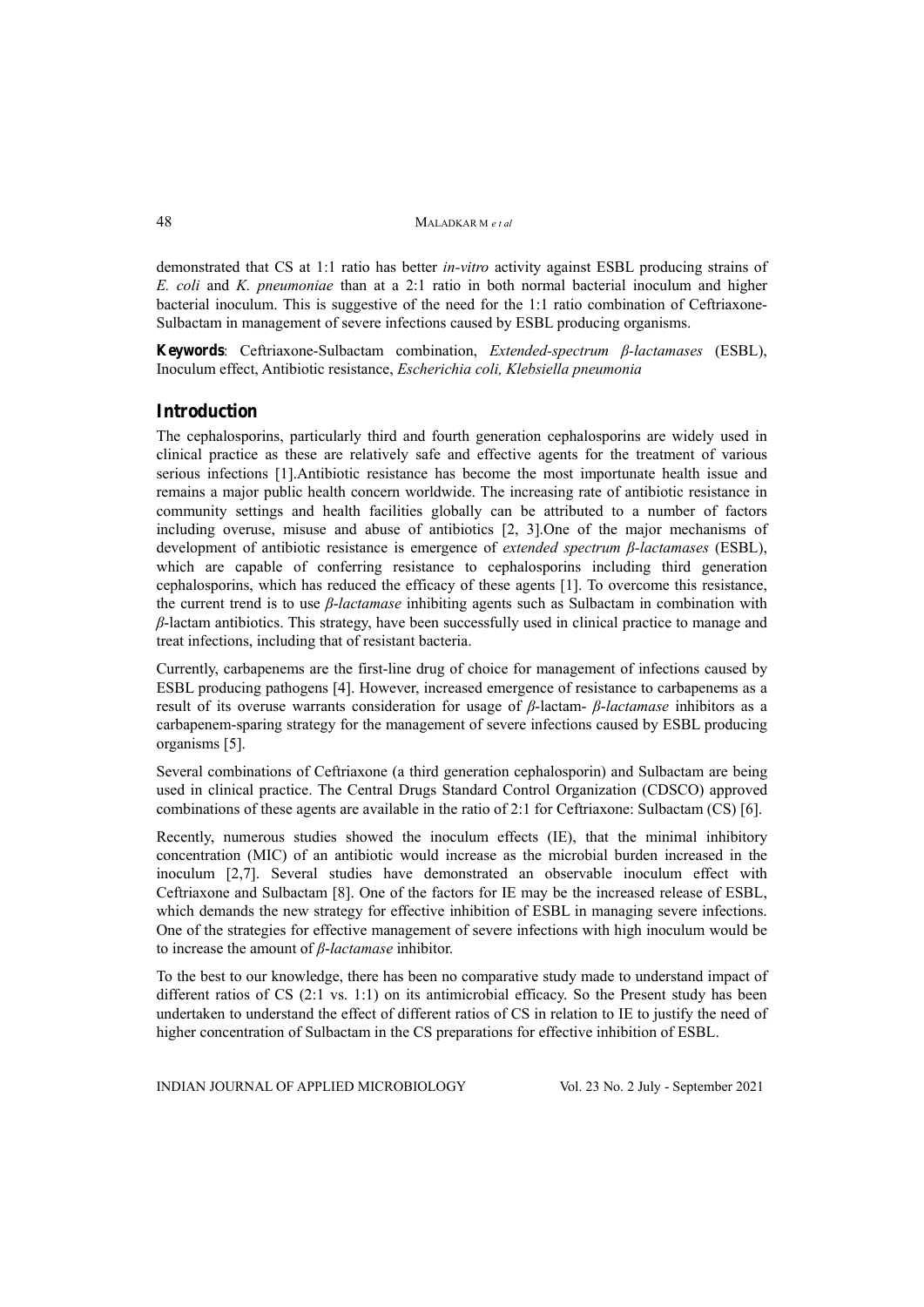demonstrated that CS at 1:1 ratio has better *in-vitro* activity against ESBL producing strains of *E. coli* and *K. pneumoniae* than at a 2:1 ratio in both normal bacterial inoculum and higher bacterial inoculum. This is suggestive of the need for the 1:1 ratio combination of Ceftriaxone-Sulbactam in management of severe infections caused by ESBL producing organisms.

**Keywords**: Ceftriaxone-Sulbactam combination, *Extended-spectrum β-lactamases* (ESBL), Inoculum effect, Antibiotic resistance, *Escherichia coli, Klebsiella pneumonia*

## Introduction

The cephalosporins, particularly third and fourth generation cephalosporins are widely used in clinical practice as these are relatively safe and effective agents for the treatment of various serious infections [1].Antibiotic resistance has become the most importunate health issue and remains a major public health concern worldwide. The increasing rate of antibiotic resistance in community settings and health facilities globally can be attributed to a number of factors including overuse, misuse and abuse of antibiotics [2, 3].One of the major mechanisms of development of antibiotic resistance is emergence of *extended spectrum β-lactamases* (ESBL), which are capable of conferring resistance to cephalosporins including third generation cephalosporins, which has reduced the efficacy of these agents [1]. To overcome this resistance, the current trend is to use *β-lactamase* inhibiting agents such as Sulbactam in combination with *β*-lactam antibiotics. This strategy, have been successfully used in clinical practice to manage and treat infections, including that of resistant bacteria.

Currently, carbapenems are the first-line drug of choice for management of infections caused by ESBL producing pathogens [4]. However, increased emergence of resistance to carbapenems as a result of its overuse warrants consideration for usage of *β*-lactam- *β-lactamase* inhibitors as a carbapenem-sparing strategy for the management of severe infections caused by ESBL producing organisms [5].

Several combinations of Ceftriaxone (a third generation cephalosporin) and Sulbactam are being used in clinical practice. The Central Drugs Standard Control Organization (CDSCO) approved combinations of these agents are available in the ratio of 2:1 for Ceftriaxone: Sulbactam (CS) [6].

Recently, numerous studies showed the inoculum effects (IE), that the minimal inhibitory concentration (MIC) of an antibiotic would increase as the microbial burden increased in the inoculum [2,7]. Several studies have demonstrated an observable inoculum effect with Ceftriaxone and Sulbactam [8]. One of the factors for IE may be the increased release of ESBL, which demands the new strategy for effective inhibition of ESBL in managing severe infections. One of the strategies for effective management of severe infections with high inoculum would be to increase the amount of *β-lactamase* inhibitor.

To the best to our knowledge, there has been no comparative study made to understand impact of different ratios of CS (2:1 vs. 1:1) on its antimicrobial efficacy. So the Present study has been undertaken to understand the effect of different ratios of CS in relation to IE to justify the need of higher concentration of Sulbactam in the CS preparations for effective inhibition of ESBL.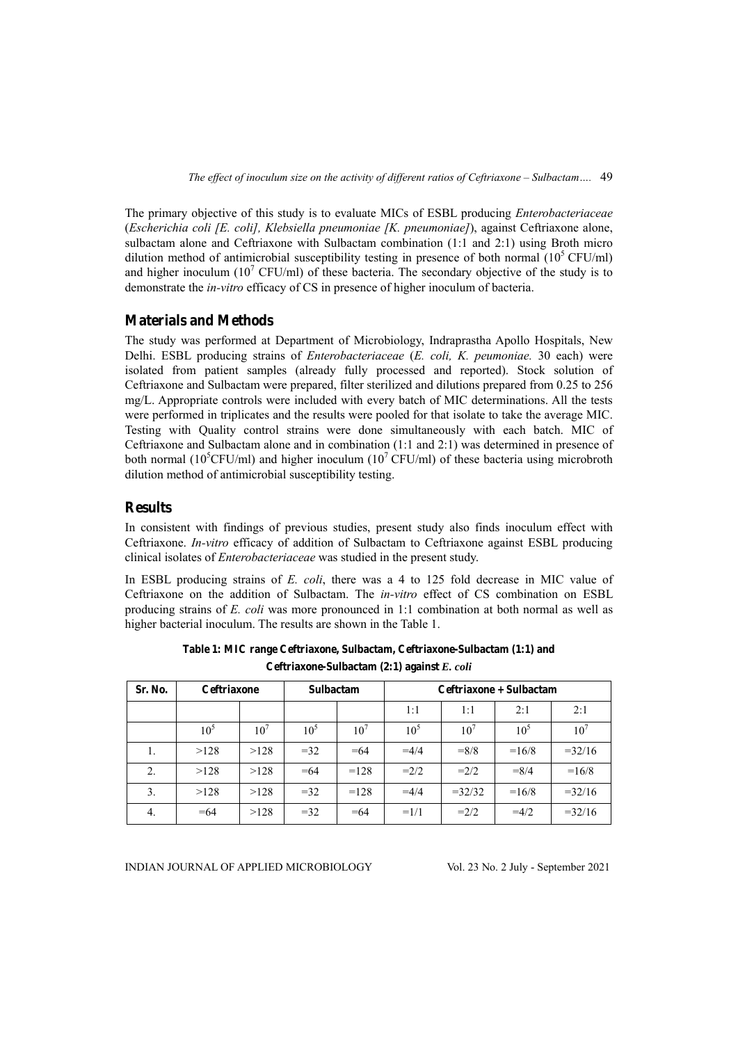The primary objective of this study is to evaluate MICs of ESBL producing *Enterobacteriaceae* (*Escherichia coli [E. coli], Klebsiella pneumoniae [K. pneumoniae]*), against Ceftriaxone alone, sulbactam alone and Ceftriaxone with Sulbactam combination (1:1 and 2:1) using Broth micro dilution method of antimicrobial susceptibility testing in presence of both normal ($10^5$ CFU/ml) and higher inoculum ($10^7$ CFU/ml) of these bacteria. The secondary objective of the study is to demonstrate the *in-vitro* efficacy of CS in presence of higher inoculum of bacteria.

## Materials and Methods

The study was performed at Department of Microbiology, Indraprastha Apollo Hospitals, New Delhi. ESBL producing strains of *Enterobacteriaceae* (*E. coli, K. peumoniae.* 30 each) were isolated from patient samples (already fully processed and reported). Stock solution of Ceftriaxone and Sulbactam were prepared, filter sterilized and dilutions prepared from 0.25 to 256 mg/L. Appropriate controls were included with every batch of MIC determinations. All the tests were performed in triplicates and the results were pooled for that isolate to take the average MIC. Testing with Quality control strains were done simultaneously with each batch. MIC of Ceftriaxone and Sulbactam alone and in combination (1:1 and 2:1) was determined in presence of both normal ($10^5$CFU/ml) and higher inoculum ($10^7$ CFU/ml) of these bacteria using microbroth dilution method of antimicrobial susceptibility testing.

## Results

In consistent with findings of previous studies, present study also finds inoculum effect with Ceftriaxone. *In-vitro* efficacy of addition of Sulbactam to Ceftriaxone against ESBL producing clinical isolates of *Enterobacteriaceae* was studied in the present study.

In ESBL producing strains of *E. coli*, there was a 4 to 125 fold decrease in MIC value of Ceftriaxone on the addition of Sulbactam. The *in-vitro* effect of CS combination on ESBL producing strains of *E. coli* was more pronounced in 1:1 combination at both normal as well as higher bacterial inoculum. The results are shown in the Table 1.

**Table 1: MIC range Ceftriaxone, Sulbactam, Ceftriaxone-Sulbactam (1:1) and Ceftriaxone-Sulbactam (2:1) against *E. coli***

| Sr. No. | Ceftriaxone | | Sulbactam | | Ceftriaxone + Sulbactam | | | |
|---|---|---|---|---|---|---|---|---|
| | | | | | 1:1 | 1:1 | 2:1 | 2:1 |
| | $10^5$ | $10^7$ | $10^5$ | $10^7$ | $10^5$ | $10^7$ | $10^5$ | $10^7$ |
| 1. | >128 | >128 | =32 | =64 | =4/4 | =8/8 | =16/8 | =32/16 |
| 2. | >128 | >128 | =64 | =128 | =2/2 | =2/2 | =8/4 | =16/8 |
| 3. | >128 | >128 | =32 | =128 | =4/4 | =32/32 | =16/8 | =32/16 |
| 4. | =64 | >128 | =32 | =64 | =1/1 | =2/2 | =4/2 | =32/16 |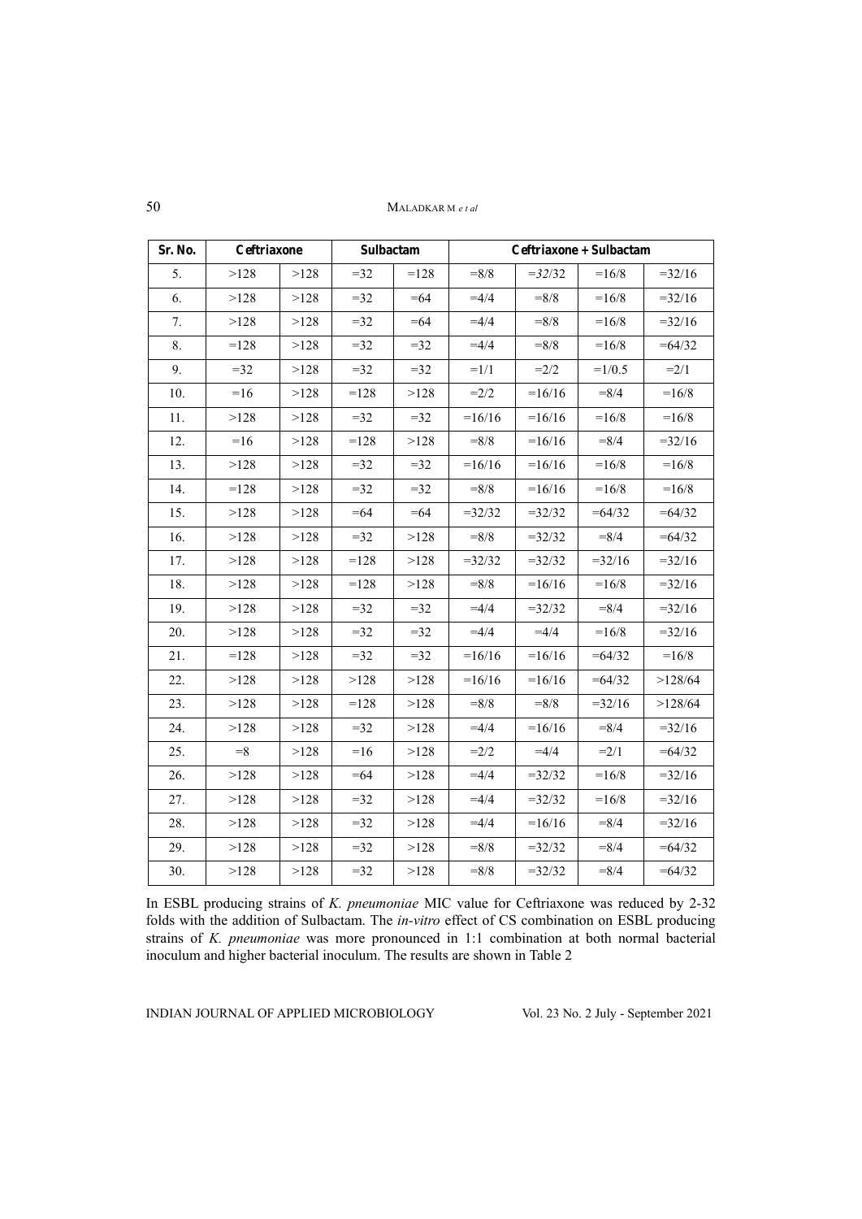| Sr. No. | Ceftriaxone | | Sulbactam | | Ceftriaxone + Sulbactam | | | |
|---|---|---|---|---|---|---|---|---|
| 5. | >128 | >128 | =32 | =128 | =8/8 | =*32*/32 | =16/8 | =32/16 |
| 6. | >128 | >128 | =32 | =64 | =4/4 | =8/8 | =16/8 | =32/16 |
| 7. | >128 | >128 | =32 | =64 | =4/4 | =8/8 | =16/8 | =32/16 |
| 8. | =128 | >128 | =32 | =32 | =4/4 | =8/8 | =16/8 | =64/32 |
| 9. | =32 | >128 | =32 | =32 | =1/1 | =2/2 | =1/0.5 | =2/1 |
| 10. | =16 | >128 | =128 | >128 | =2/2 | =16/16 | =8/4 | =16/8 |
| 11. | >128 | >128 | =32 | =32 | =16/16 | =16/16 | =16/8 | =16/8 |
| 12. | =16 | >128 | =128 | >128 | =8/8 | =16/16 | =8/4 | =32/16 |
| 13. | >128 | >128 | =32 | =32 | =16/16 | =16/16 | =16/8 | =16/8 |
| 14. | =128 | >128 | =32 | =32 | =8/8 | =16/16 | =16/8 | =16/8 |
| 15. | >128 | >128 | =64 | =64 | =32/32 | =32/32 | =64/32 | =64/32 |
| 16. | >128 | >128 | =32 | >128 | =8/8 | =32/32 | =8/4 | =64/32 |
| 17. | >128 | >128 | =128 | >128 | =32/32 | =32/32 | =32/16 | =32/16 |
| 18. | >128 | >128 | =128 | >128 | =8/8 | =16/16 | =16/8 | =32/16 |
| 19. | >128 | >128 | =32 | =32 | =4/4 | =32/32 | =8/4 | =32/16 |
| 20. | >128 | >128 | =32 | =32 | =4/4 | =4/4 | =16/8 | =32/16 |
| 21. | =128 | >128 | =32 | =32 | =16/16 | =16/16 | =64/32 | =16/8 |
| 22. | >128 | >128 | >128 | >128 | =16/16 | =16/16 | =64/32 | >128/64 |
| 23. | >128 | >128 | =128 | >128 | =8/8 | =8/8 | =32/16 | >128/64 |
| 24. | >128 | >128 | =32 | >128 | =4/4 | =16/16 | =8/4 | =32/16 |
| 25. | =8 | >128 | =16 | >128 | =2/2 | =4/4 | =2/1 | =64/32 |
| 26. | >128 | >128 | =64 | >128 | =4/4 | =32/32 | =16/8 | =32/16 |
| 27. | >128 | >128 | =32 | >128 | =4/4 | =32/32 | =16/8 | =32/16 |
| 28. | >128 | >128 | =32 | >128 | =4/4 | =16/16 | =8/4 | =32/16 |
| 29. | >128 | >128 | =32 | >128 | =8/8 | =32/32 | =8/4 | =64/32 |
| 30. | >128 | >128 | =32 | >128 | =8/8 | =32/32 | =8/4 | =64/32 |

In ESBL producing strains of *K. pneumoniae* MIC value for Ceftriaxone was reduced by 2-32 folds with the addition of Sulbactam. The *in-vitro* effect of CS combination on ESBL producing strains of *K. pneumoniae* was more pronounced in 1:1 combination at both normal bacterial inoculum and higher bacterial inoculum. The results are shown in Table 2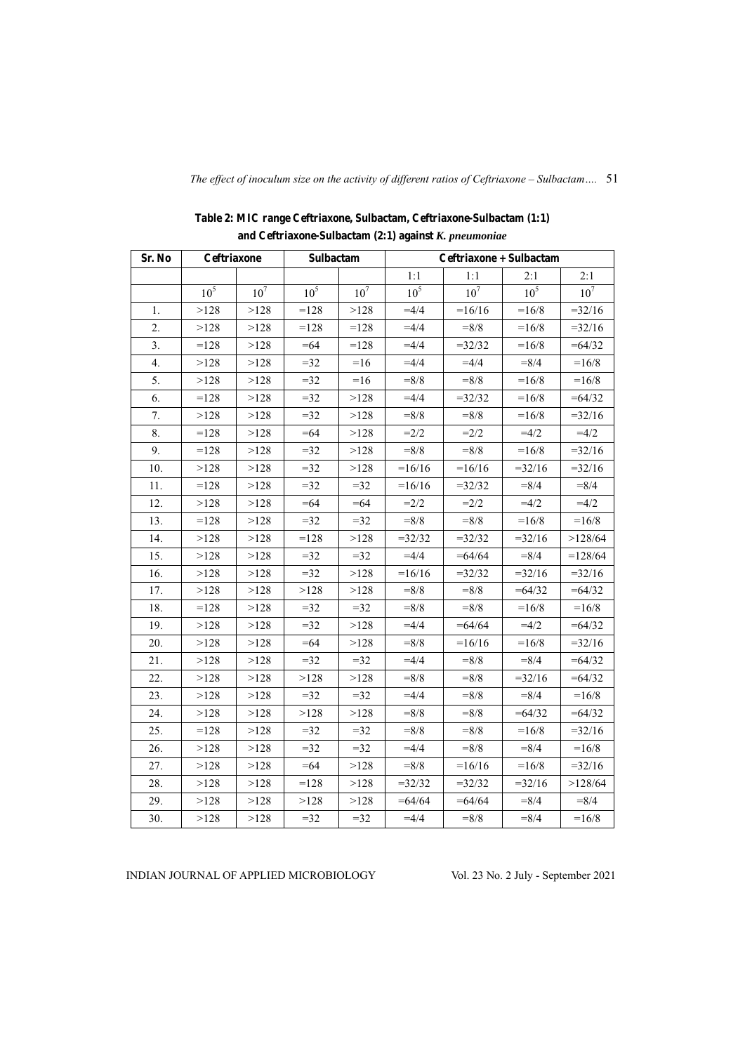**Table 2: MIC range Ceftriaxone, Sulbactam, Ceftriaxone-Sulbactam (1:1) and Ceftriaxone-Sulbactam (2:1) against *K. pneumoniae***

| Sr. No | Ceftriaxone | | Sulbactam | | Ceftriaxone + Sulbactam | | | |
|---|---|---|---|---|---|---|---|---|
| | | | | | 1:1 | 1:1 | 2:1 | 2:1 |
| | $10^5$ | $10^7$ | $10^5$ | $10^7$ | $10^5$ | $10^7$ | $10^5$ | $10^7$ |
| 1. | >128 | >128 | =128 | >128 | =4/4 | =16/16 | =16/8 | =32/16 |
| 2. | >128 | >128 | =128 | =128 | =4/4 | =8/8 | =16/8 | =32/16 |
| 3. | =128 | >128 | =64 | =128 | =4/4 | =32/32 | =16/8 | =64/32 |
| 4. | >128 | >128 | =32 | =16 | =4/4 | =4/4 | =8/4 | =16/8 |
| 5. | >128 | >128 | =32 | =16 | =8/8 | =8/8 | =16/8 | =16/8 |
| 6. | =128 | >128 | =32 | >128 | =4/4 | =32/32 | =16/8 | =64/32 |
| 7. | >128 | >128 | =32 | >128 | =8/8 | =8/8 | =16/8 | =32/16 |
| 8. | =128 | >128 | =64 | >128 | =2/2 | =2/2 | =4/2 | =4/2 |
| 9. | =128 | >128 | =32 | >128 | =8/8 | =8/8 | =16/8 | =32/16 |
| 10. | >128 | >128 | =32 | >128 | =16/16 | =16/16 | =32/16 | =32/16 |
| 11. | =128 | >128 | =32 | =32 | =16/16 | =32/32 | =8/4 | =8/4 |
| 12. | >128 | >128 | =64 | =64 | =2/2 | =2/2 | =4/2 | =4/2 |
| 13. | =128 | >128 | =32 | =32 | =8/8 | =8/8 | =16/8 | =16/8 |
| 14. | >128 | >128 | =128 | >128 | =32/32 | =32/32 | =32/16 | >128/64 |
| 15. | >128 | >128 | =32 | =32 | =4/4 | =64/64 | =8/4 | =128/64 |
| 16. | >128 | >128 | =32 | >128 | =16/16 | =32/32 | =32/16 | =32/16 |
| 17. | >128 | >128 | >128 | >128 | =8/8 | =8/8 | =64/32 | =64/32 |
| 18. | =128 | >128 | =32 | =32 | =8/8 | =8/8 | =16/8 | =16/8 |
| 19. | >128 | >128 | =32 | >128 | =4/4 | =64/64 | =4/2 | =64/32 |
| 20. | >128 | >128 | =64 | >128 | =8/8 | =16/16 | =16/8 | =32/16 |
| 21. | >128 | >128 | =32 | =32 | =4/4 | =8/8 | =8/4 | =64/32 |
| 22. | >128 | >128 | >128 | >128 | =8/8 | =8/8 | =32/16 | =64/32 |
| 23. | >128 | >128 | =32 | =32 | =4/4 | =8/8 | =8/4 | =16/8 |
| 24. | >128 | >128 | >128 | >128 | =8/8 | =8/8 | =64/32 | =64/32 |
| 25. | =128 | >128 | =32 | =32 | =8/8 | =8/8 | =16/8 | =32/16 |
| 26. | >128 | >128 | =32 | =32 | =4/4 | =8/8 | =8/4 | =16/8 |
| 27. | >128 | >128 | =64 | >128 | =8/8 | =16/16 | =16/8 | =32/16 |
| 28. | >128 | >128 | =128 | >128 | =32/32 | =32/32 | =32/16 | >128/64 |
| 29. | >128 | >128 | >128 | >128 | =64/64 | =64/64 | =8/4 | =8/4 |
| 30. | >128 | >128 | =32 | =32 | =4/4 | =8/8 | =8/4 | =16/8 |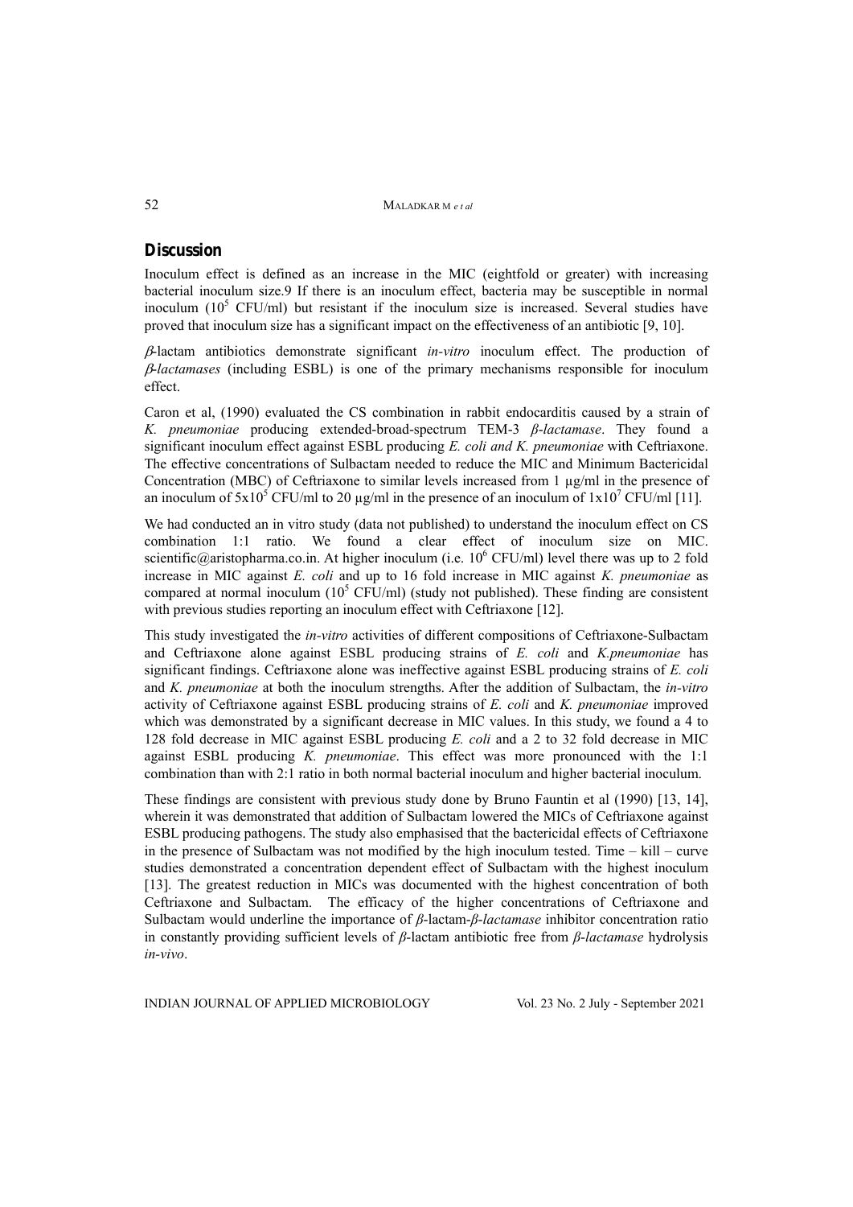## Discussion

Inoculum effect is defined as an increase in the MIC (eightfold or greater) with increasing bacterial inoculum size.9 If there is an inoculum effect, bacteria may be susceptible in normal inoculum ($10^5$ CFU/ml) but resistant if the inoculum size is increased. Several studies have proved that inoculum size has a significant impact on the effectiveness of an antibiotic [9, 10].

*β*-lactam antibiotics demonstrate significant *in-vitro* inoculum effect. The production of *β-lactamases* (including ESBL) is one of the primary mechanisms responsible for inoculum effect.

Caron et al, (1990) evaluated the CS combination in rabbit endocarditis caused by a strain of *K. pneumoniae* producing extended-broad-spectrum TEM-3 *β-lactamase*. They found a significant inoculum effect against ESBL producing *E. coli and K. pneumoniae* with Ceftriaxone. The effective concentrations of Sulbactam needed to reduce the MIC and Minimum Bactericidal Concentration (MBC) of Ceftriaxone to similar levels increased from 1 µg/ml in the presence of an inoculum of $5x10^5$ CFU/ml to 20 µg/ml in the presence of an inoculum of $1x10^7$ CFU/ml [11].

We had conducted an in vitro study (data not published) to understand the inoculum effect on CS combination 1:1 ratio. We found a clear effect of inoculum size on MIC. scientific@aristopharma.co.in. At higher inoculum (i.e. $10^6$ CFU/ml) level there was up to 2 fold increase in MIC against *E. coli* and up to 16 fold increase in MIC against *K. pneumoniae* as compared at normal inoculum ($10^5$ CFU/ml) (study not published). These finding are consistent with previous studies reporting an inoculum effect with Ceftriaxone [12].

This study investigated the *in-vitro* activities of different compositions of Ceftriaxone-Sulbactam and Ceftriaxone alone against ESBL producing strains of *E. coli* and *K.pneumoniae* has significant findings. Ceftriaxone alone was ineffective against ESBL producing strains of *E. coli* and *K. pneumoniae* at both the inoculum strengths. After the addition of Sulbactam, the *in-vitro* activity of Ceftriaxone against ESBL producing strains of *E. coli* and *K. pneumoniae* improved which was demonstrated by a significant decrease in MIC values. In this study, we found a 4 to 128 fold decrease in MIC against ESBL producing *E. coli* and a 2 to 32 fold decrease in MIC against ESBL producing *K. pneumoniae*. This effect was more pronounced with the 1:1 combination than with 2:1 ratio in both normal bacterial inoculum and higher bacterial inoculum.

These findings are consistent with previous study done by Bruno Fauntin et al (1990) [13, 14], wherein it was demonstrated that addition of Sulbactam lowered the MICs of Ceftriaxone against ESBL producing pathogens. The study also emphasised that the bactericidal effects of Ceftriaxone in the presence of Sulbactam was not modified by the high inoculum tested. Time – kill – curve studies demonstrated a concentration dependent effect of Sulbactam with the highest inoculum [13]. The greatest reduction in MICs was documented with the highest concentration of both Ceftriaxone and Sulbactam. The efficacy of the higher concentrations of Ceftriaxone and Sulbactam would underline the importance of *β*-lactam-*β-lactamase* inhibitor concentration ratio in constantly providing sufficient levels of *β*-lactam antibiotic free from *β-lactamase* hydrolysis *in-vivo*.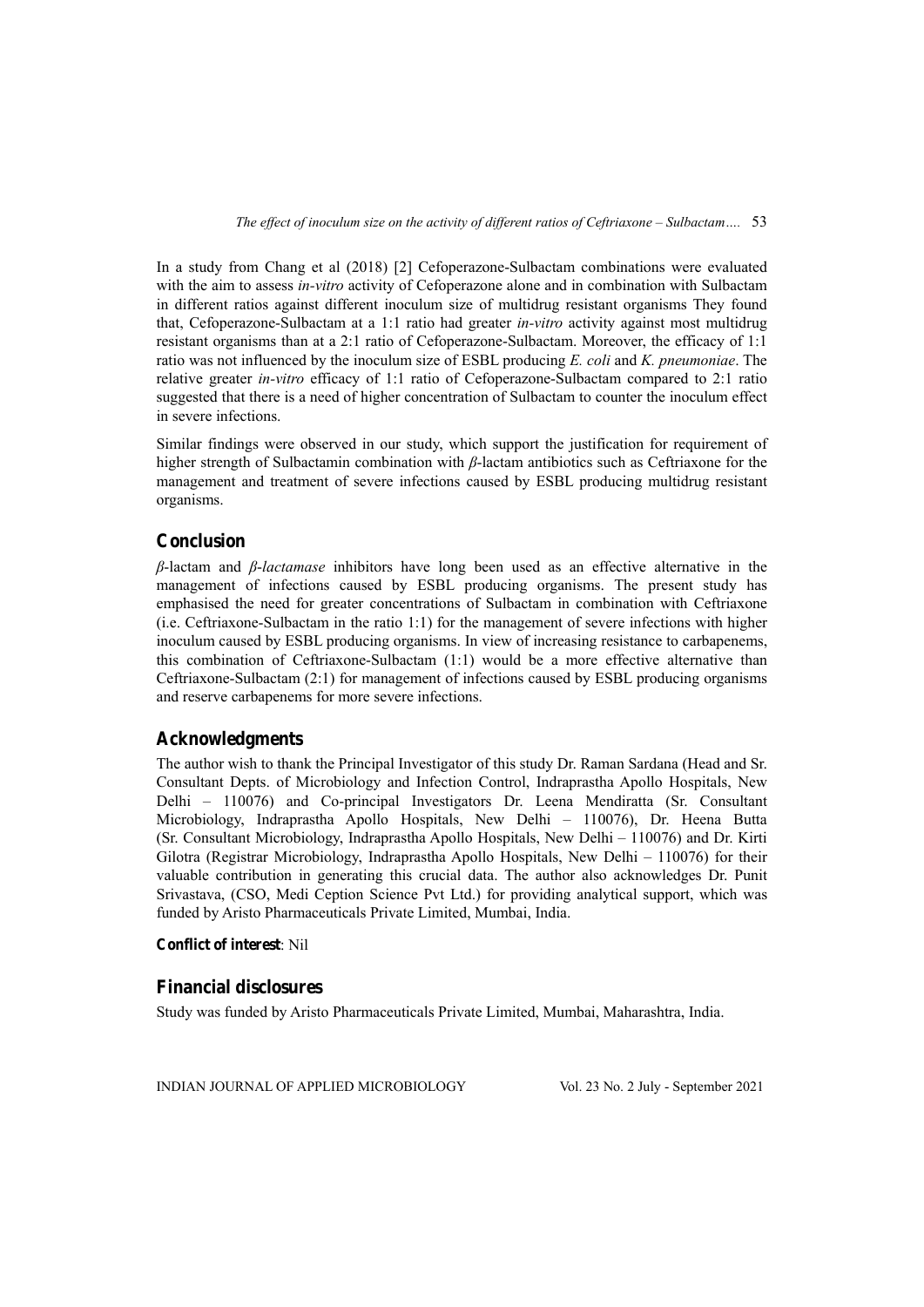In a study from Chang et al (2018) [2] Cefoperazone-Sulbactam combinations were evaluated with the aim to assess *in-vitro* activity of Cefoperazone alone and in combination with Sulbactam in different ratios against different inoculum size of multidrug resistant organisms They found that, Cefoperazone-Sulbactam at a 1:1 ratio had greater *in-vitro* activity against most multidrug resistant organisms than at a 2:1 ratio of Cefoperazone-Sulbactam. Moreover, the efficacy of 1:1 ratio was not influenced by the inoculum size of ESBL producing *E. coli* and *K. pneumoniae*. The relative greater *in-vitro* efficacy of 1:1 ratio of Cefoperazone-Sulbactam compared to 2:1 ratio suggested that there is a need of higher concentration of Sulbactam to counter the inoculum effect in severe infections.

Similar findings were observed in our study, which support the justification for requirement of higher strength of Sulbactamin combination with *β*-lactam antibiotics such as Ceftriaxone for the management and treatment of severe infections caused by ESBL producing multidrug resistant organisms.

## Conclusion

*β*-lactam and *β-lactamase* inhibitors have long been used as an effective alternative in the management of infections caused by ESBL producing organisms. The present study has emphasised the need for greater concentrations of Sulbactam in combination with Ceftriaxone (i.e. Ceftriaxone-Sulbactam in the ratio 1:1) for the management of severe infections with higher inoculum caused by ESBL producing organisms. In view of increasing resistance to carbapenems, this combination of Ceftriaxone-Sulbactam (1:1) would be a more effective alternative than Ceftriaxone-Sulbactam (2:1) for management of infections caused by ESBL producing organisms and reserve carbapenems for more severe infections.

## Acknowledgments

The author wish to thank the Principal Investigator of this study Dr. Raman Sardana (Head and Sr. Consultant Depts. of Microbiology and Infection Control, Indraprastha Apollo Hospitals, New Delhi – 110076) and Co-principal Investigators Dr. Leena Mendiratta (Sr. Consultant Microbiology, Indraprastha Apollo Hospitals, New Delhi – 110076), Dr. Heena Butta (Sr. Consultant Microbiology, Indraprastha Apollo Hospitals, New Delhi – 110076) and Dr. Kirti Gilotra (Registrar Microbiology, Indraprastha Apollo Hospitals, New Delhi – 110076) for their valuable contribution in generating this crucial data. The author also acknowledges Dr. Punit Srivastava, (CSO, Medi Ception Science Pvt Ltd.) for providing analytical support, which was funded by Aristo Pharmaceuticals Private Limited, Mumbai, India.

**Conflict of interest**: Nil

## Financial disclosures

Study was funded by Aristo Pharmaceuticals Private Limited, Mumbai, Maharashtra, India.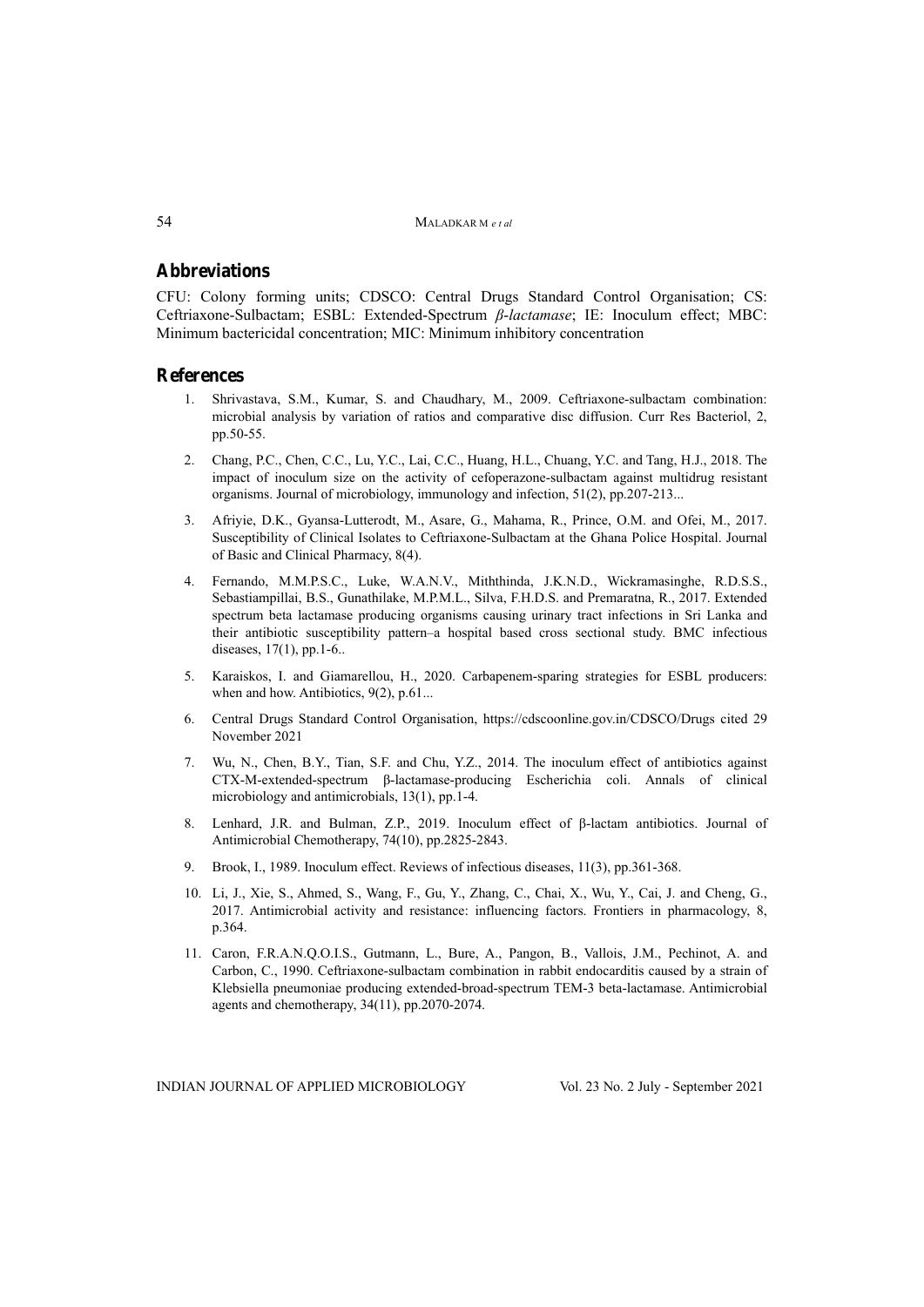## Abbreviations

CFU: Colony forming units; CDSCO: Central Drugs Standard Control Organisation; CS: Ceftriaxone-Sulbactam; ESBL: Extended-Spectrum *β-lactamase*; IE: Inoculum effect; MBC: Minimum bactericidal concentration; MIC: Minimum inhibitory concentration

## References

1. Shrivastava, S.M., Kumar, S. and Chaudhary, M., 2009. Ceftriaxone-sulbactam combination: microbial analysis by variation of ratios and comparative disc diffusion. Curr Res Bacteriol, 2, pp.50-55.

2. Chang, P.C., Chen, C.C., Lu, Y.C., Lai, C.C., Huang, H.L., Chuang, Y.C. and Tang, H.J., 2018. The impact of inoculum size on the activity of cefoperazone-sulbactam against multidrug resistant organisms. Journal of microbiology, immunology and infection, 51(2), pp.207-213...

3. Afriyie, D.K., Gyansa-Lutterodt, M., Asare, G., Mahama, R., Prince, O.M. and Ofei, M., 2017. Susceptibility of Clinical Isolates to Ceftriaxone-Sulbactam at the Ghana Police Hospital. Journal of Basic and Clinical Pharmacy, 8(4).

4. Fernando, M.M.P.S.C., Luke, W.A.N.V., Miththinda, J.K.N.D., Wickramasinghe, R.D.S.S., Sebastiampillai, B.S., Gunathilake, M.P.M.L., Silva, F.H.D.S. and Premaratna, R., 2017. Extended spectrum beta lactamase producing organisms causing urinary tract infections in Sri Lanka and their antibiotic susceptibility pattern–a hospital based cross sectional study. BMC infectious diseases, 17(1), pp.1-6..

5. Karaiskos, I. and Giamarellou, H., 2020. Carbapenem-sparing strategies for ESBL producers: when and how. Antibiotics, 9(2), p.61...

6. Central Drugs Standard Control Organisation, https://cdscoonline.gov.in/CDSCO/Drugs cited 29 November 2021

7. Wu, N., Chen, B.Y., Tian, S.F. and Chu, Y.Z., 2014. The inoculum effect of antibiotics against CTX-M-extended-spectrum β-lactamase-producing Escherichia coli. Annals of clinical microbiology and antimicrobials, 13(1), pp.1-4.

8. Lenhard, J.R. and Bulman, Z.P., 2019. Inoculum effect of β-lactam antibiotics. Journal of Antimicrobial Chemotherapy, 74(10), pp.2825-2843.

9. Brook, I., 1989. Inoculum effect. Reviews of infectious diseases, 11(3), pp.361-368.

10. Li, J., Xie, S., Ahmed, S., Wang, F., Gu, Y., Zhang, C., Chai, X., Wu, Y., Cai, J. and Cheng, G., 2017. Antimicrobial activity and resistance: influencing factors. Frontiers in pharmacology, 8, p.364.

11. Caron, F.R.A.N.Q.O.I.S., Gutmann, L., Bure, A., Pangon, B., Vallois, J.M., Pechinot, A. and Carbon, C., 1990. Ceftriaxone-sulbactam combination in rabbit endocarditis caused by a strain of Klebsiella pneumoniae producing extended-broad-spectrum TEM-3 beta-lactamase. Antimicrobial agents and chemotherapy, 34(11), pp.2070-2074.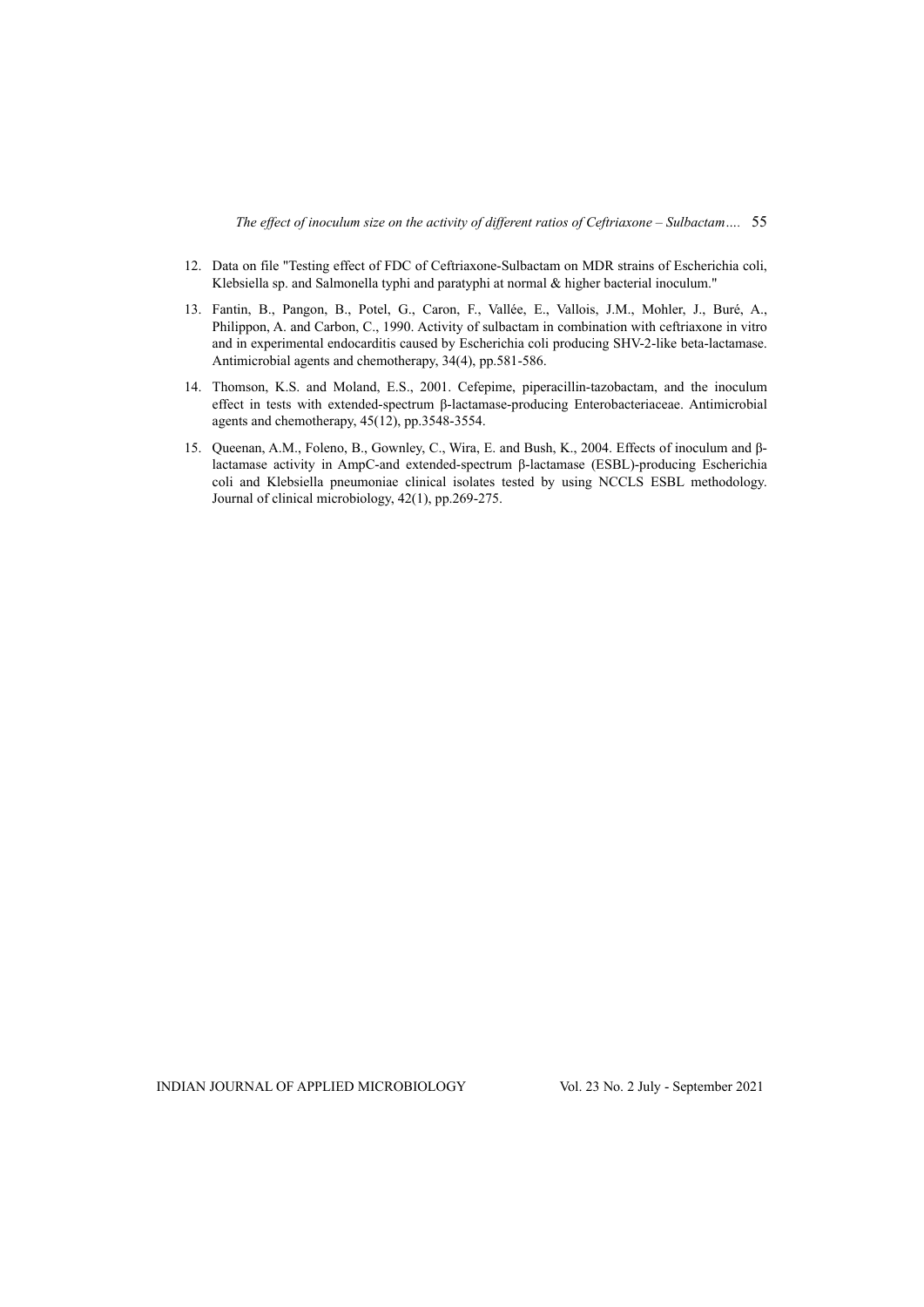12. Data on file "Testing effect of FDC of Ceftriaxone-Sulbactam on MDR strains of Escherichia coli, Klebsiella sp. and Salmonella typhi and paratyphi at normal & higher bacterial inoculum."

13. Fantin, B., Pangon, B., Potel, G., Caron, F., Vallée, E., Vallois, J.M., Mohler, J., Buré, A., Philippon, A. and Carbon, C., 1990. Activity of sulbactam in combination with ceftriaxone in vitro and in experimental endocarditis caused by Escherichia coli producing SHV-2-like beta-lactamase. Antimicrobial agents and chemotherapy, 34(4), pp.581-586.

14. Thomson, K.S. and Moland, E.S., 2001. Cefepime, piperacillin-tazobactam, and the inoculum effect in tests with extended-spectrum β-lactamase-producing Enterobacteriaceae. Antimicrobial agents and chemotherapy, 45(12), pp.3548-3554.

15. Queenan, A.M., Foleno, B., Gownley, C., Wira, E. and Bush, K., 2004. Effects of inoculum and β-lactamase activity in AmpC-and extended-spectrum β-lactamase (ESBL)-producing Escherichia coli and Klebsiella pneumoniae clinical isolates tested by using NCCLS ESBL methodology. Journal of clinical microbiology, 42(1), pp.269-275.